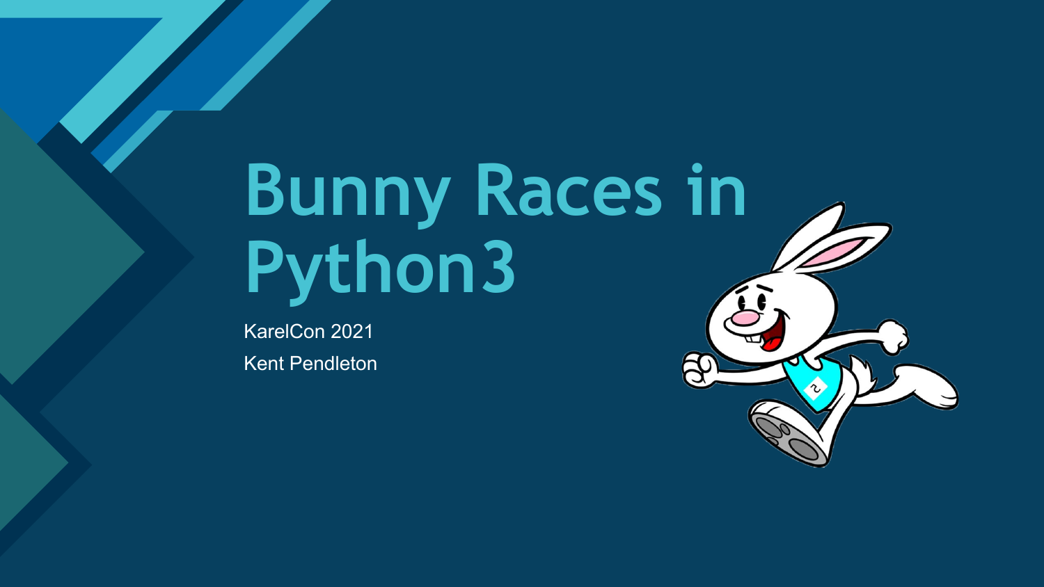# Bunny Races in Python3

KarelCon 2021

Kent Pendleton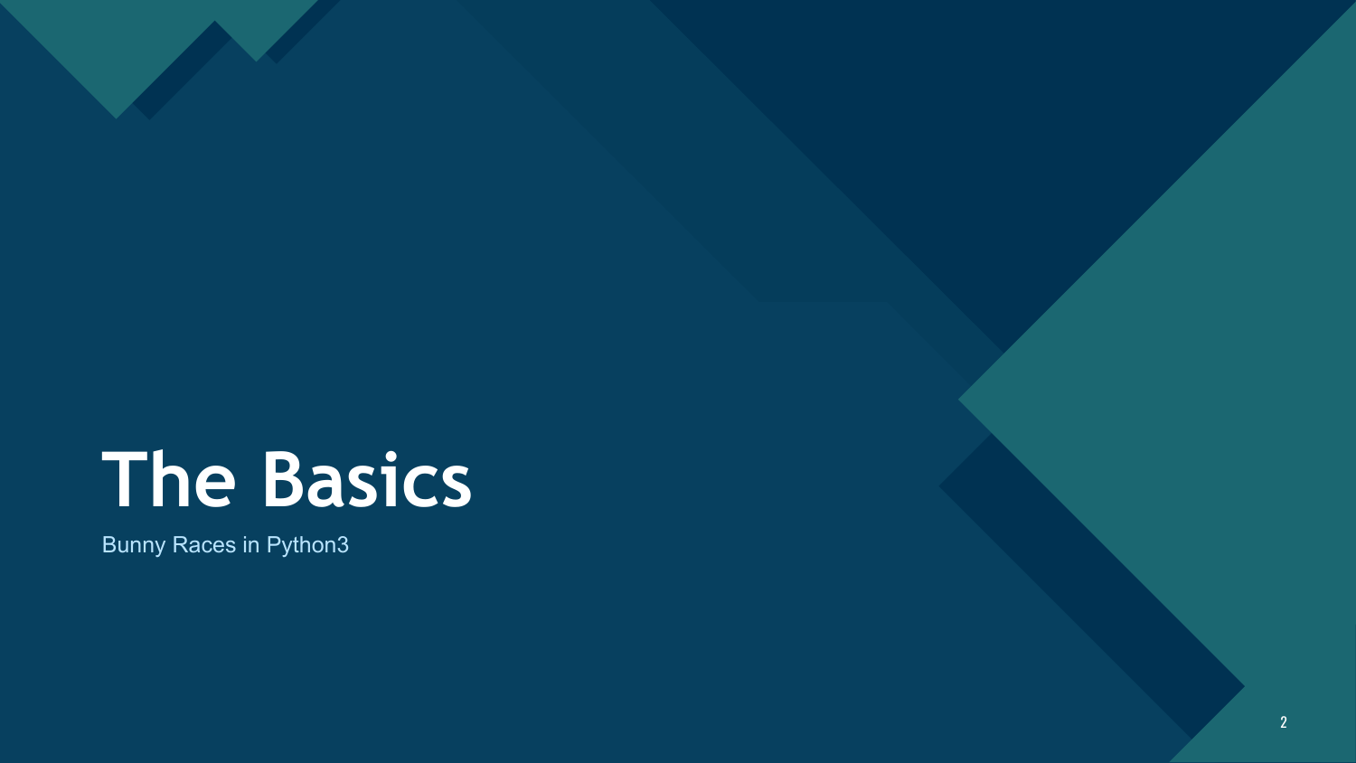# The Basics

Bunny Races in Python3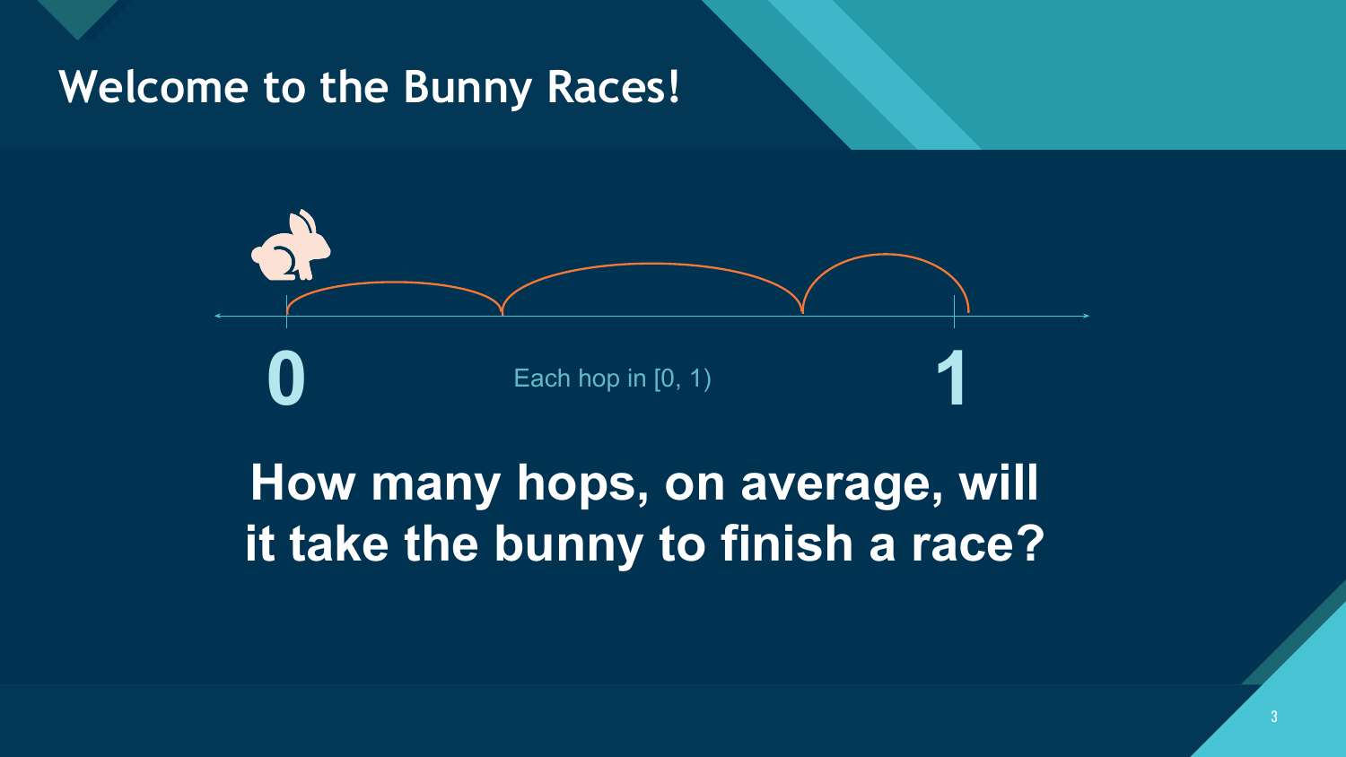# Welcome to the Bunny Races!

0

Each hop in [0, 1)

1

**How many hops, on average, will it take the bunny to finish a race?**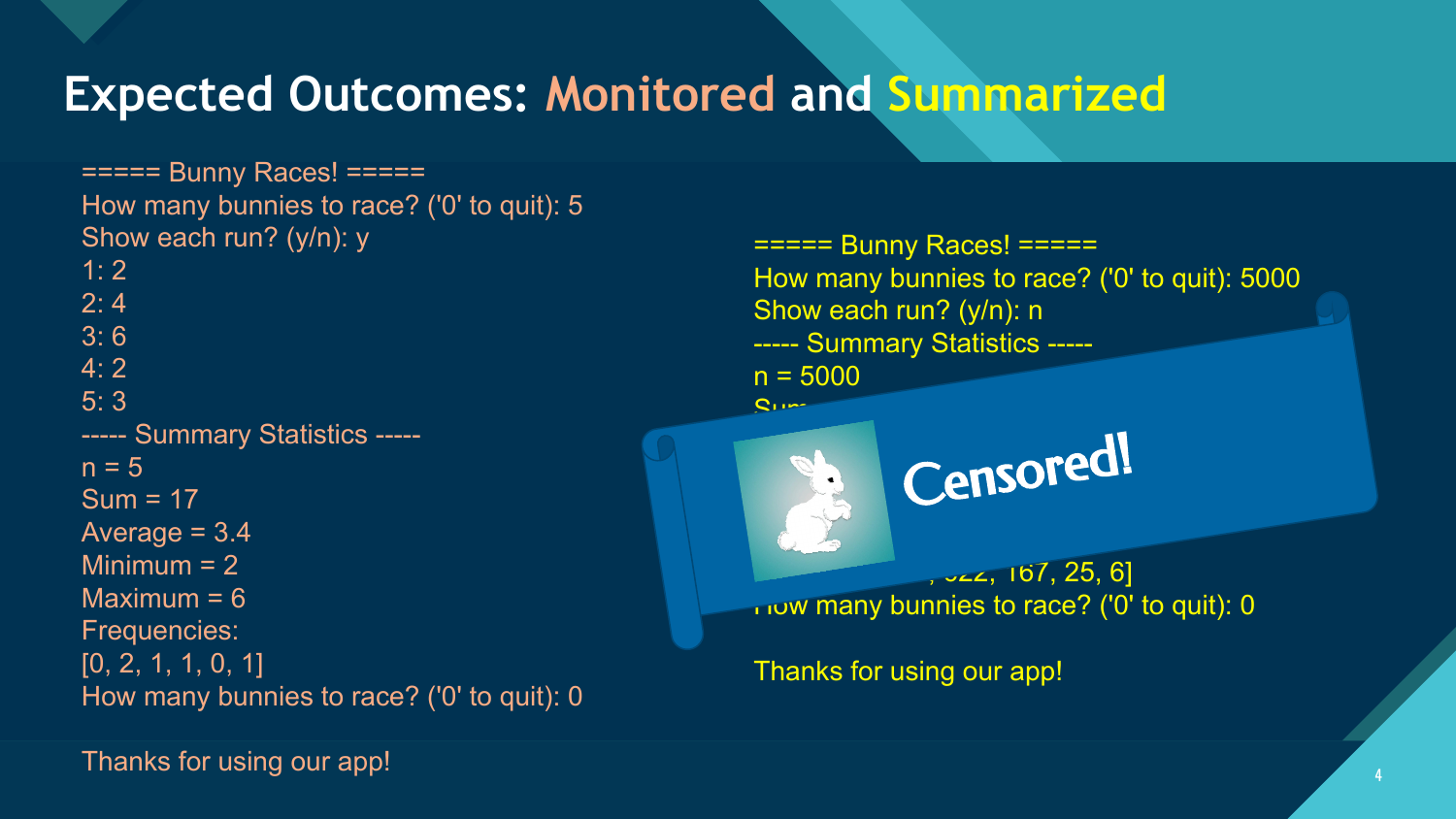# Expected Outcomes: Monitored and Summarized

```
===== Bunny Races! =====
How many bunnies to race? ('0' to quit): 5
Show each run? (y/n): y
1: 2
2: 4
3: 6
4: 2
5: 3
----- Summary Statistics -----
n = 5
Sum = 17
Average = 3.4
Minimum = 2
Maximum = 6
Frequencies:
[0, 2, 1, 1, 0, 1]
How many bunnies to race? ('0' to quit): 0

Thanks for using our app!
```

```
===== Bunny Races! =====
How many bunnies to race? ('0' to quit): 5000
Show each run? (y/n): n
----- Summary Statistics -----
n = 5000
Sum
...
, 022, 167, 25, 6]
How many bunnies to race? ('0' to quit): 0

Thanks for using our app!
```

Censored!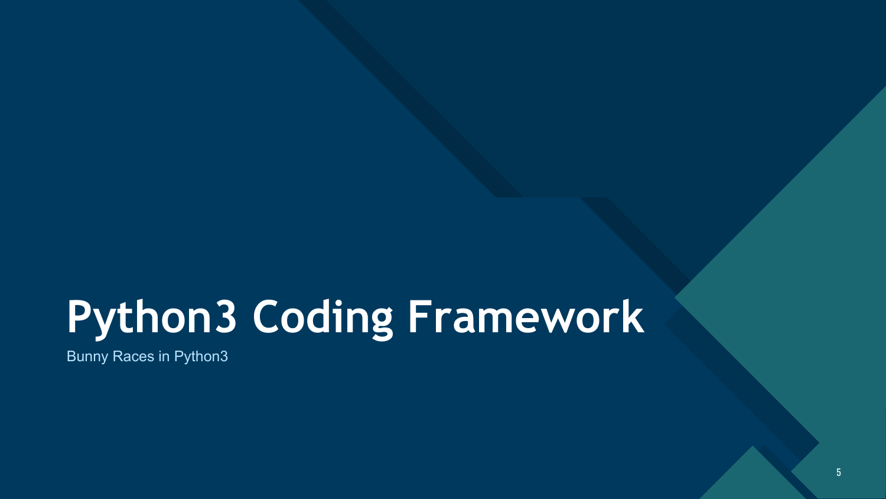# Python3 Coding Framework

Bunny Races in Python3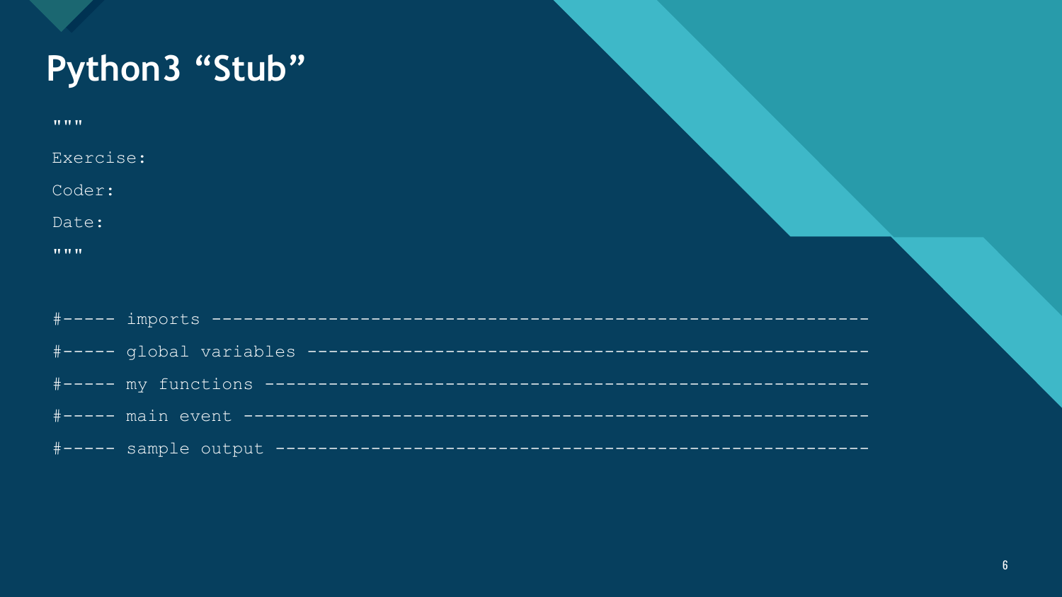# Python3 “Stub”

```
"""
Exercise:
Coder:
Date:
"""

#----- imports ---------------------------------------------------------------
#----- global variables ------------------------------------------------------
#----- my functions ----------------------------------------------------------
#----- main event ------------------------------------------------------------
#----- sample output ---------------------------------------------------------
```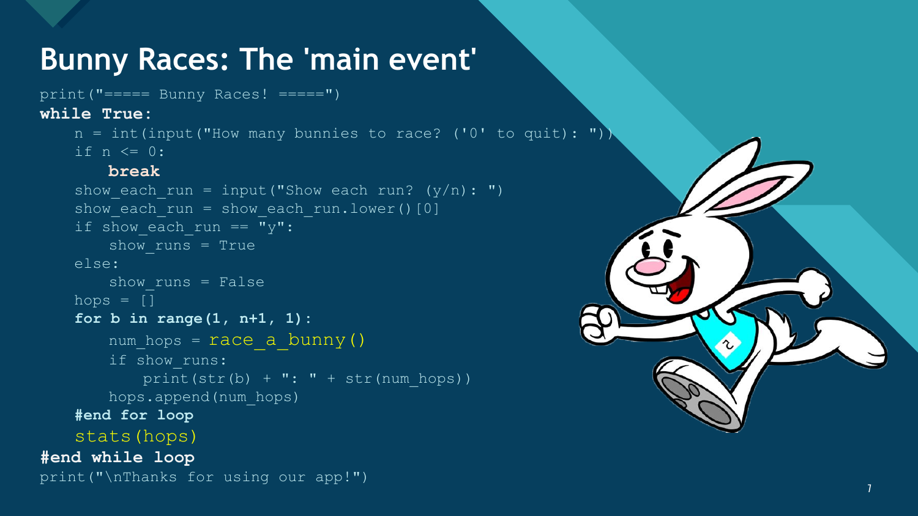# Bunny Races: The 'main event'

```
print("===== Bunny Races! =====")
while True:
    n = int(input("How many bunnies to race? ('0' to quit): "))
    if n <= 0:
        break
    show_each_run = input("Show each run? (y/n): ")
    show_each_run = show_each_run.lower()[0]
    if show_each_run == "y":
        show_runs = True
    else:
        show_runs = False
    hops = []
    for b in range(1, n+1, 1):
        num_hops = race_a_bunny()
        if show_runs:
            print(str(b) + ": " + str(num_hops))
        hops.append(num_hops)
    #end for loop
    stats(hops)
#end while loop
print("\nThanks for using our app!")
```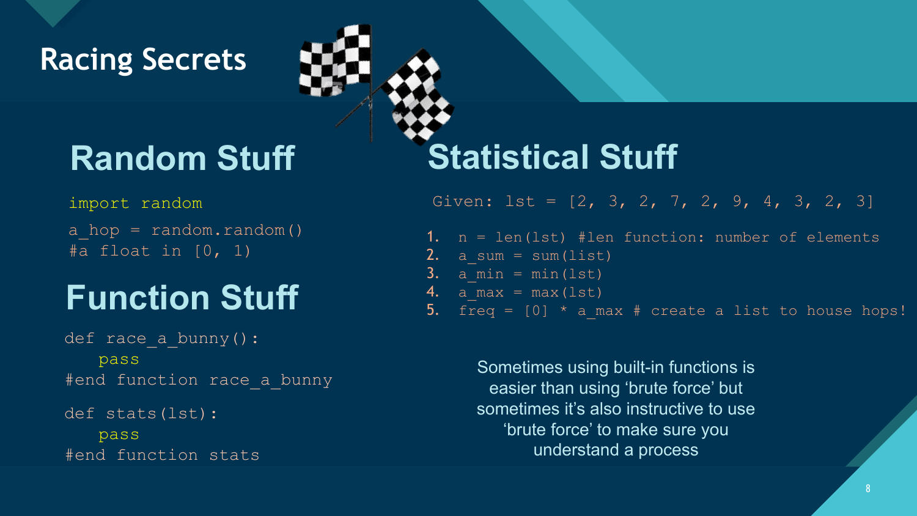# Racing Secrets

## Random Stuff

```
import random
a_hop = random.random()
#a float in [0, 1)
```

## Function Stuff

```
def race_a_bunny():
    pass
#end function race_a_bunny

def stats(lst):
    pass
#end function stats
```

## Statistical Stuff

Given: lst = [2, 3, 2, 7, 2, 9, 4, 3, 2, 3]

1. `n = len(lst) #len function: number of elements`
2. `a_sum = sum(list)`
3. `a_min = min(lst)`
4. `a_max = max(lst)`
5. `freq = [0] * a_max # create a list to house hops!`

Sometimes using built-in functions is easier than using 'brute force' but sometimes it's also instructive to use 'brute force' to make sure you understand a process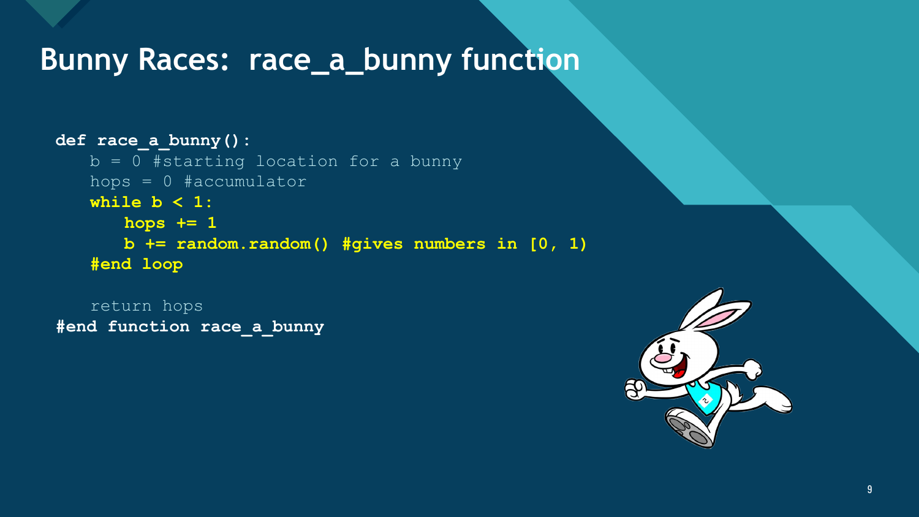# Bunny Races: race_a_bunny function

```
def race_a_bunny():
    b = 0 #starting location for a bunny
    hops = 0 #accumulator
    while b < 1:
        hops += 1
        b += random.random() #gives numbers in [0, 1)
    #end loop

    return hops
#end function race_a_bunny
```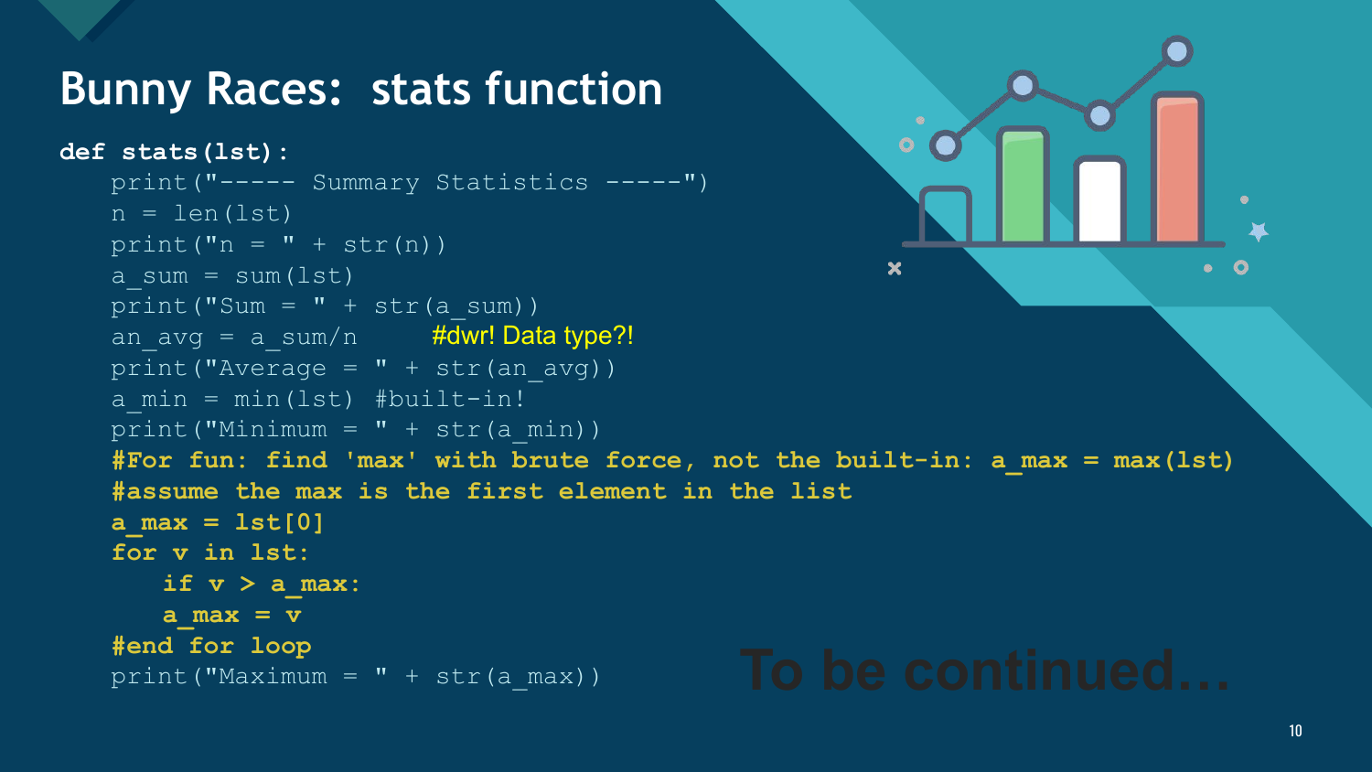# Bunny Races: stats function

```
def stats(lst):
    print("----- Summary Statistics -----")
    n = len(lst)
    print("n = " + str(n))
    a_sum = sum(lst)
    print("Sum = " + str(a_sum))
    an_avg = a_sum/n      #dwr! Data type?!
    print("Average = " + str(an_avg))
    a_min = min(lst) #built-in!
    print("Minimum = " + str(a_min))
    #For fun: find 'max' with brute force, not the built-in: a_max = max(lst)
    #assume the max is the first element in the list
    a_max = lst[0]
    for v in lst:
        if v > a_max:
        a_max = v
    #end for loop
    print("Maximum = " + str(a_max))
```

To be continued…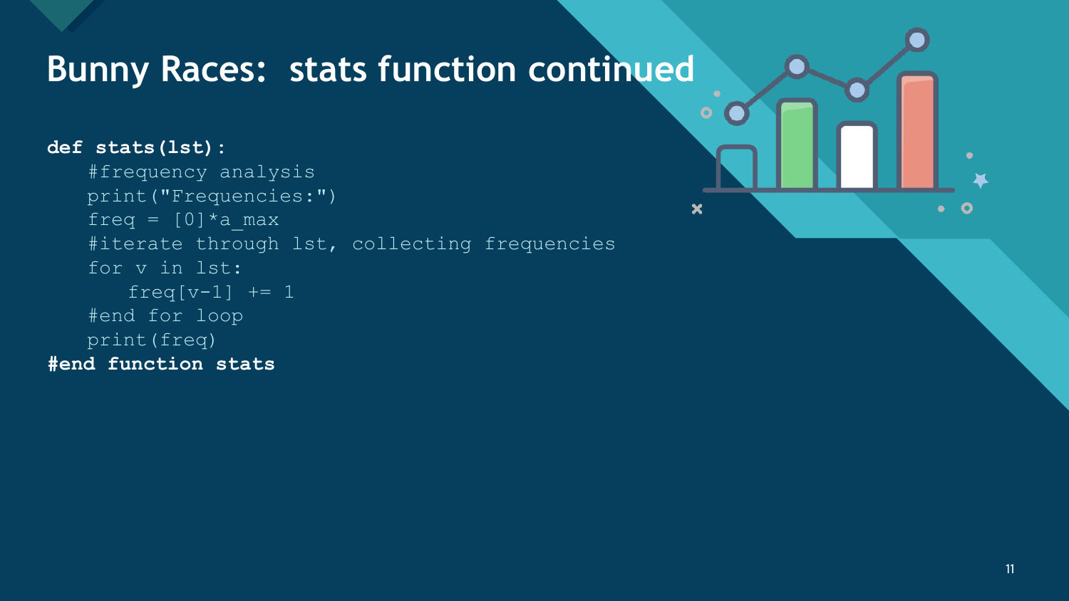# Bunny Races: stats function continued

```
def stats(lst):
    #frequency analysis
    print("Frequencies:")
    freq = [0]*a_max
    #iterate through lst, collecting frequencies
    for v in lst:
        freq[v-1] += 1
    #end for loop
    print(freq)
#end function stats
```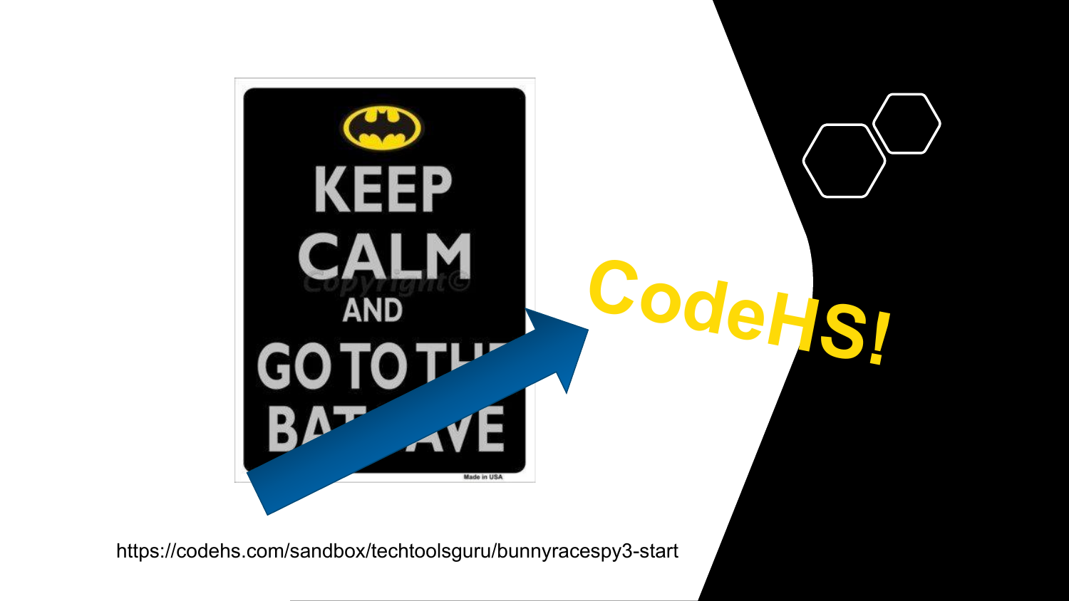KEEP CALM AND GO TO THE BAT CAVE

CodeHS!

https://codehs.com/sandbox/techtoolsguru/bunnyracespy3-start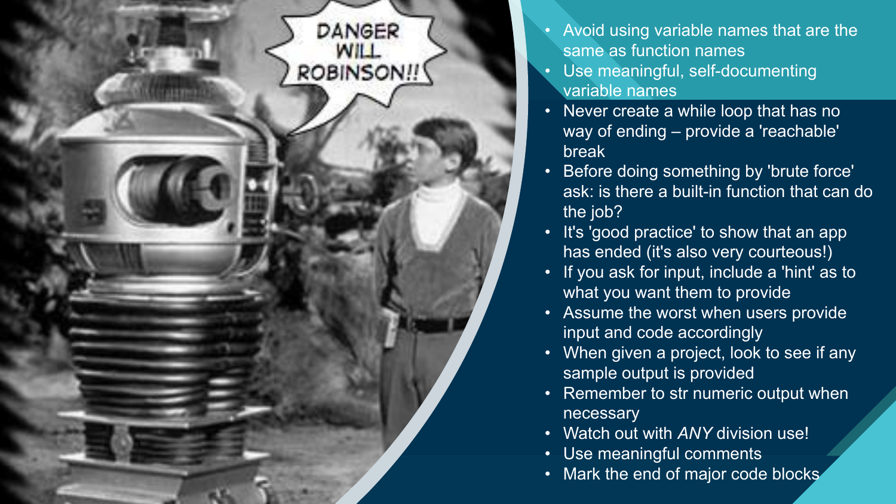- Avoid using variable names that are the same as function names
- Use meaningful, self-documenting variable names
- Never create a while loop that has no way of ending – provide a 'reachable' break
- Before doing something by 'brute force' ask: is there a built-in function that can do the job?
- It's 'good practice' to show that an app has ended (it's also very courteous!)
- If you ask for input, include a 'hint' as to what you want them to provide
- Assume the worst when users provide input and code accordingly
- When given a project, look to see if any sample output is provided
- Remember to str numeric output when necessary
- Watch out with *ANY* division use!
- Use meaningful comments
- Mark the end of major code blocks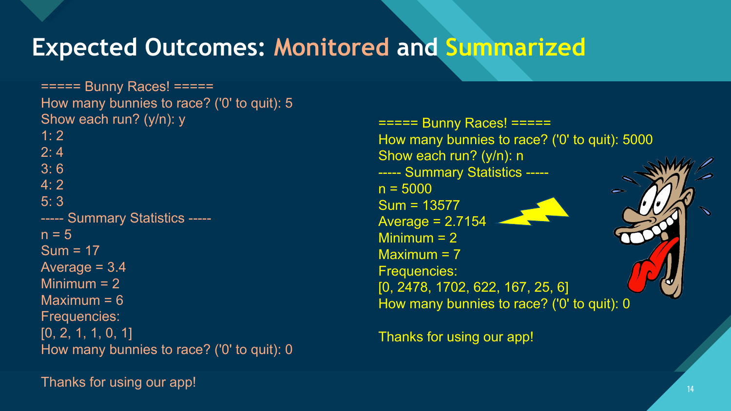# Expected Outcomes: Monitored and Summarized

```
===== Bunny Races! =====
How many bunnies to race? ('0' to quit): 5
Show each run? (y/n): y
1: 2
2: 4
3: 6
4: 2
5: 3
----- Summary Statistics -----
n = 5
Sum = 17
Average = 3.4
Minimum = 2
Maximum = 6
Frequencies:
[0, 2, 1, 1, 0, 1]
How many bunnies to race? ('0' to quit): 0

Thanks for using our app!
```

```
===== Bunny Races! =====
How many bunnies to race? ('0' to quit): 5000
Show each run? (y/n): n
----- Summary Statistics -----
n = 5000
Sum = 13577
Average = 2.7154
Minimum = 2
Maximum = 7
Frequencies:
[0, 2478, 1702, 622, 167, 25, 6]
How many bunnies to race? ('0' to quit): 0

Thanks for using our app!
```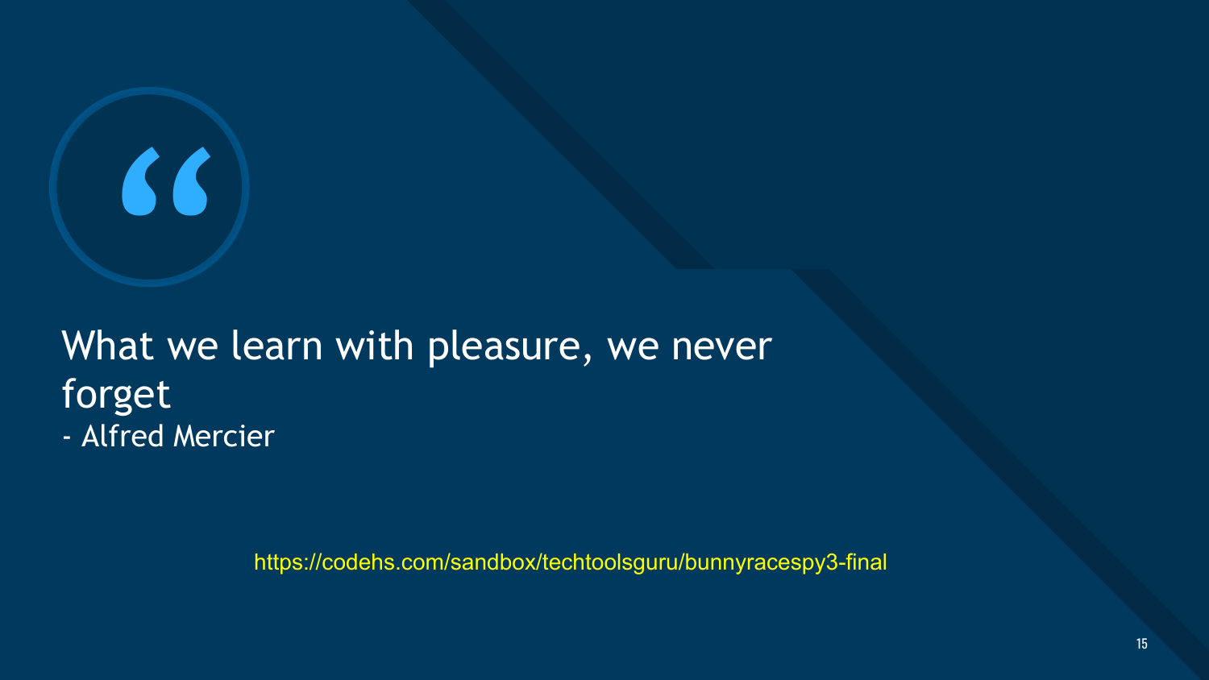> What we learn with pleasure, we never forget
> - Alfred Mercier

https://codehs.com/sandbox/techtoolsguru/bunnyracespy3-final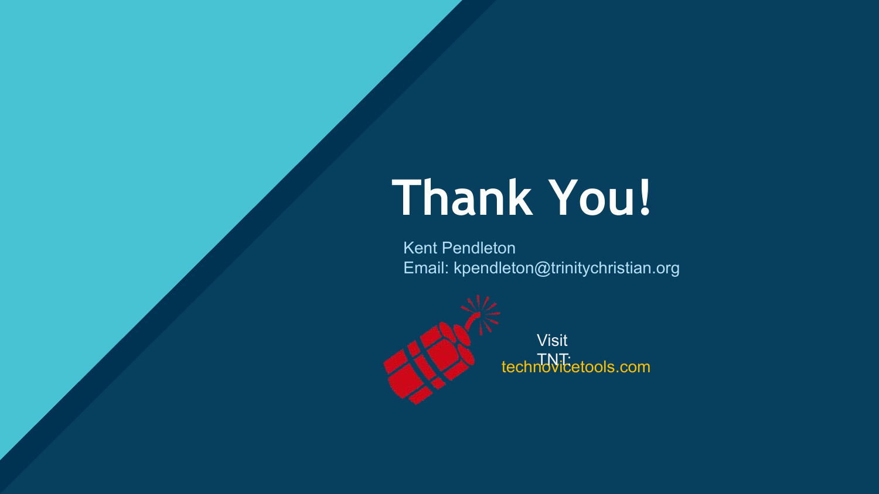# Thank You!

Kent Pendleton
Email: kpendleton@trinitychristian.org

Visit TNT: technovicetools.com